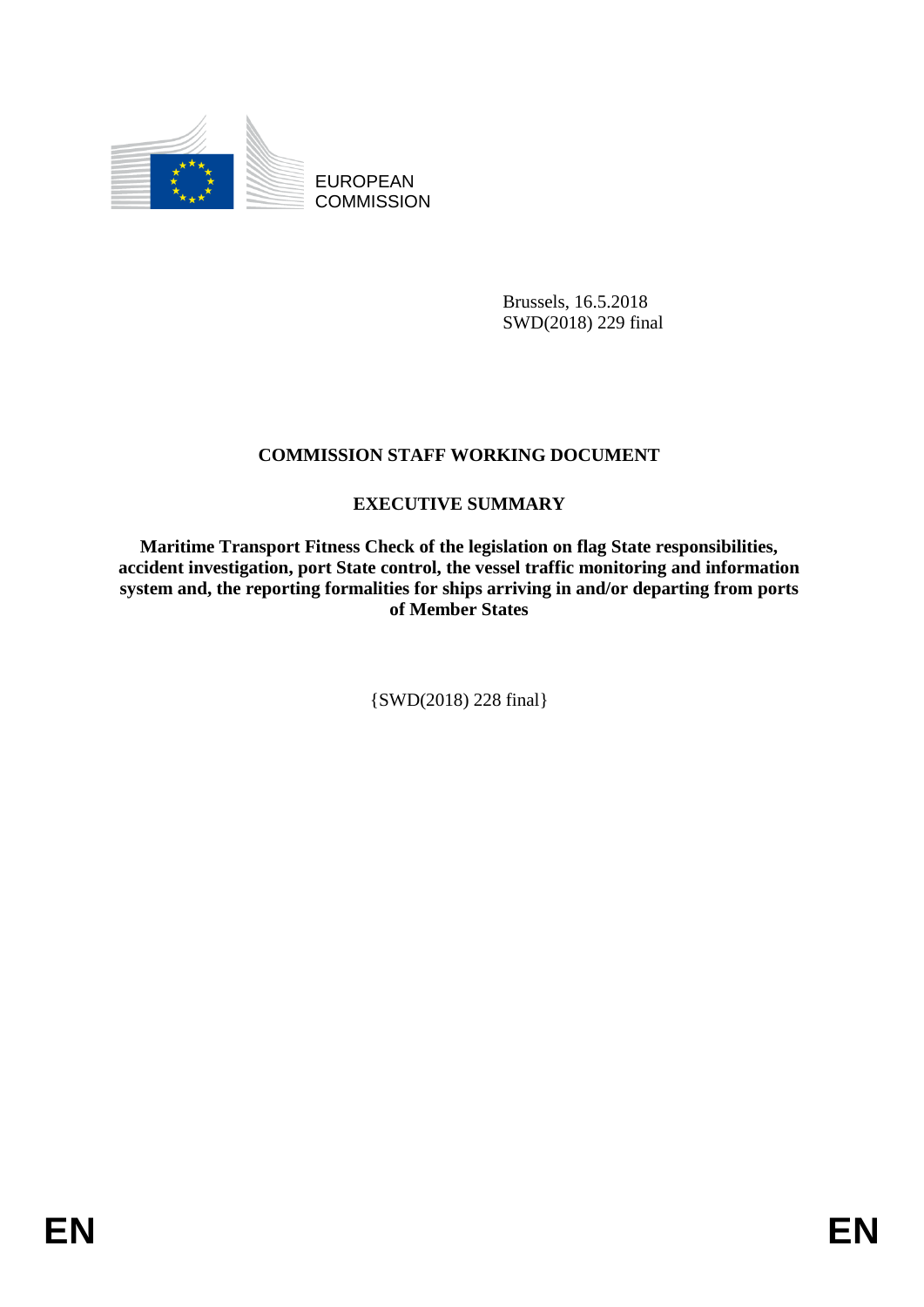EUROPEAN COMMISSION

Brussels, 16.5.2018
SWD(2018) 229 final

# COMMISSION STAFF WORKING DOCUMENT

## EXECUTIVE SUMMARY

**Maritime Transport Fitness Check of the legislation on flag State responsibilities, accident investigation, port State control, the vessel traffic monitoring and information system and, the reporting formalities for ships arriving in and/or departing from ports of Member States**

{SWD(2018) 228 final}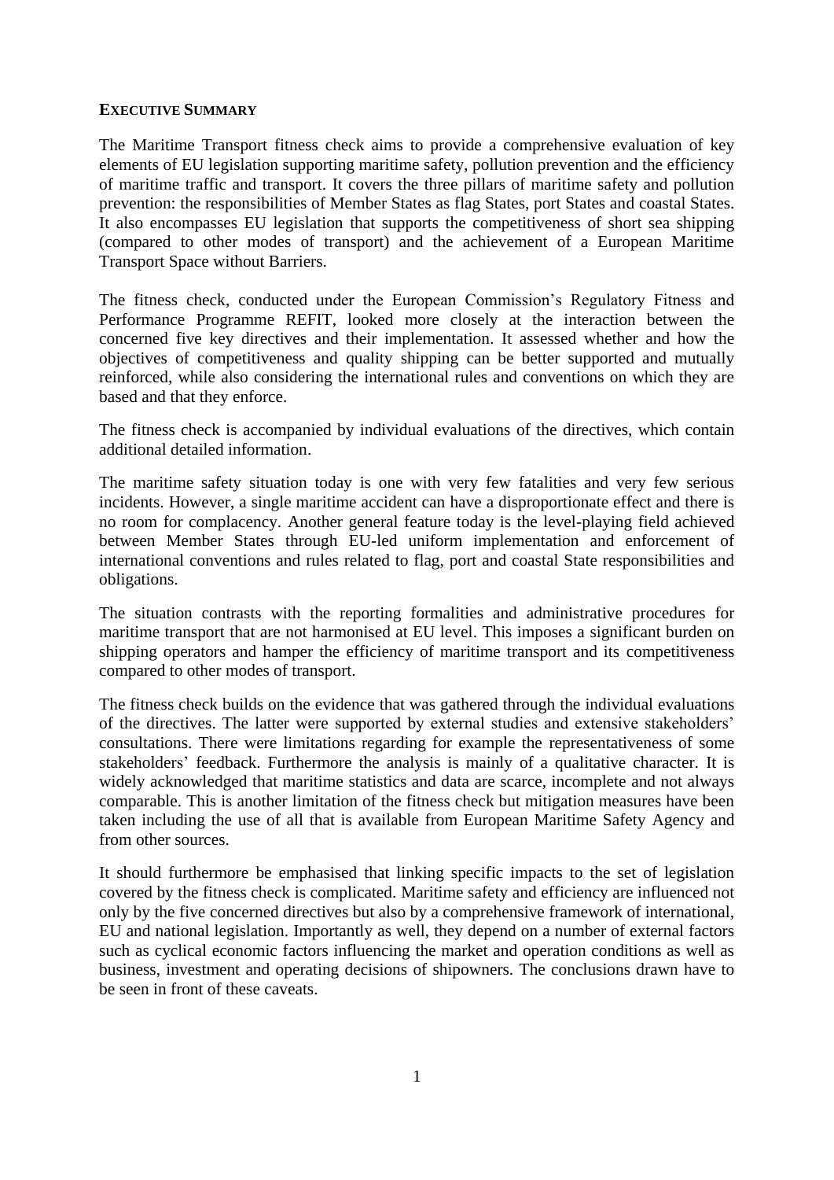**EXECUTIVE SUMMARY**

The Maritime Transport fitness check aims to provide a comprehensive evaluation of key elements of EU legislation supporting maritime safety, pollution prevention and the efficiency of maritime traffic and transport. It covers the three pillars of maritime safety and pollution prevention: the responsibilities of Member States as flag States, port States and coastal States. It also encompasses EU legislation that supports the competitiveness of short sea shipping (compared to other modes of transport) and the achievement of a European Maritime Transport Space without Barriers.

The fitness check, conducted under the European Commission's Regulatory Fitness and Performance Programme REFIT, looked more closely at the interaction between the concerned five key directives and their implementation. It assessed whether and how the objectives of competitiveness and quality shipping can be better supported and mutually reinforced, while also considering the international rules and conventions on which they are based and that they enforce.

The fitness check is accompanied by individual evaluations of the directives, which contain additional detailed information.

The maritime safety situation today is one with very few fatalities and very few serious incidents. However, a single maritime accident can have a disproportionate effect and there is no room for complacency. Another general feature today is the level-playing field achieved between Member States through EU-led uniform implementation and enforcement of international conventions and rules related to flag, port and coastal State responsibilities and obligations.

The situation contrasts with the reporting formalities and administrative procedures for maritime transport that are not harmonised at EU level. This imposes a significant burden on shipping operators and hamper the efficiency of maritime transport and its competitiveness compared to other modes of transport.

The fitness check builds on the evidence that was gathered through the individual evaluations of the directives. The latter were supported by external studies and extensive stakeholders' consultations. There were limitations regarding for example the representativeness of some stakeholders' feedback. Furthermore the analysis is mainly of a qualitative character. It is widely acknowledged that maritime statistics and data are scarce, incomplete and not always comparable. This is another limitation of the fitness check but mitigation measures have been taken including the use of all that is available from European Maritime Safety Agency and from other sources.

It should furthermore be emphasised that linking specific impacts to the set of legislation covered by the fitness check is complicated. Maritime safety and efficiency are influenced not only by the five concerned directives but also by a comprehensive framework of international, EU and national legislation. Importantly as well, they depend on a number of external factors such as cyclical economic factors influencing the market and operation conditions as well as business, investment and operating decisions of shipowners. The conclusions drawn have to be seen in front of these caveats.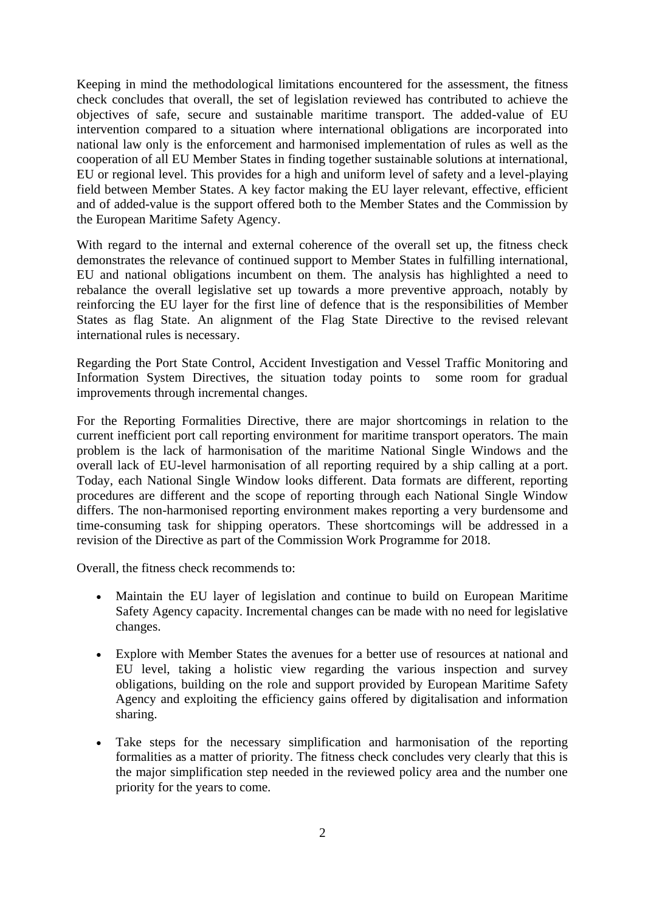Keeping in mind the methodological limitations encountered for the assessment, the fitness check concludes that overall, the set of legislation reviewed has contributed to achieve the objectives of safe, secure and sustainable maritime transport. The added-value of EU intervention compared to a situation where international obligations are incorporated into national law only is the enforcement and harmonised implementation of rules as well as the cooperation of all EU Member States in finding together sustainable solutions at international, EU or regional level. This provides for a high and uniform level of safety and a level-playing field between Member States. A key factor making the EU layer relevant, effective, efficient and of added-value is the support offered both to the Member States and the Commission by the European Maritime Safety Agency.

With regard to the internal and external coherence of the overall set up, the fitness check demonstrates the relevance of continued support to Member States in fulfilling international, EU and national obligations incumbent on them. The analysis has highlighted a need to rebalance the overall legislative set up towards a more preventive approach, notably by reinforcing the EU layer for the first line of defence that is the responsibilities of Member States as flag State. An alignment of the Flag State Directive to the revised relevant international rules is necessary.

Regarding the Port State Control, Accident Investigation and Vessel Traffic Monitoring and Information System Directives, the situation today points to some room for gradual improvements through incremental changes.

For the Reporting Formalities Directive, there are major shortcomings in relation to the current inefficient port call reporting environment for maritime transport operators. The main problem is the lack of harmonisation of the maritime National Single Windows and the overall lack of EU-level harmonisation of all reporting required by a ship calling at a port. Today, each National Single Window looks different. Data formats are different, reporting procedures are different and the scope of reporting through each National Single Window differs. The non-harmonised reporting environment makes reporting a very burdensome and time-consuming task for shipping operators. These shortcomings will be addressed in a revision of the Directive as part of the Commission Work Programme for 2018.

Overall, the fitness check recommends to:

- Maintain the EU layer of legislation and continue to build on European Maritime Safety Agency capacity. Incremental changes can be made with no need for legislative changes.
- Explore with Member States the avenues for a better use of resources at national and EU level, taking a holistic view regarding the various inspection and survey obligations, building on the role and support provided by European Maritime Safety Agency and exploiting the efficiency gains offered by digitalisation and information sharing.
- Take steps for the necessary simplification and harmonisation of the reporting formalities as a matter of priority. The fitness check concludes very clearly that this is the major simplification step needed in the reviewed policy area and the number one priority for the years to come.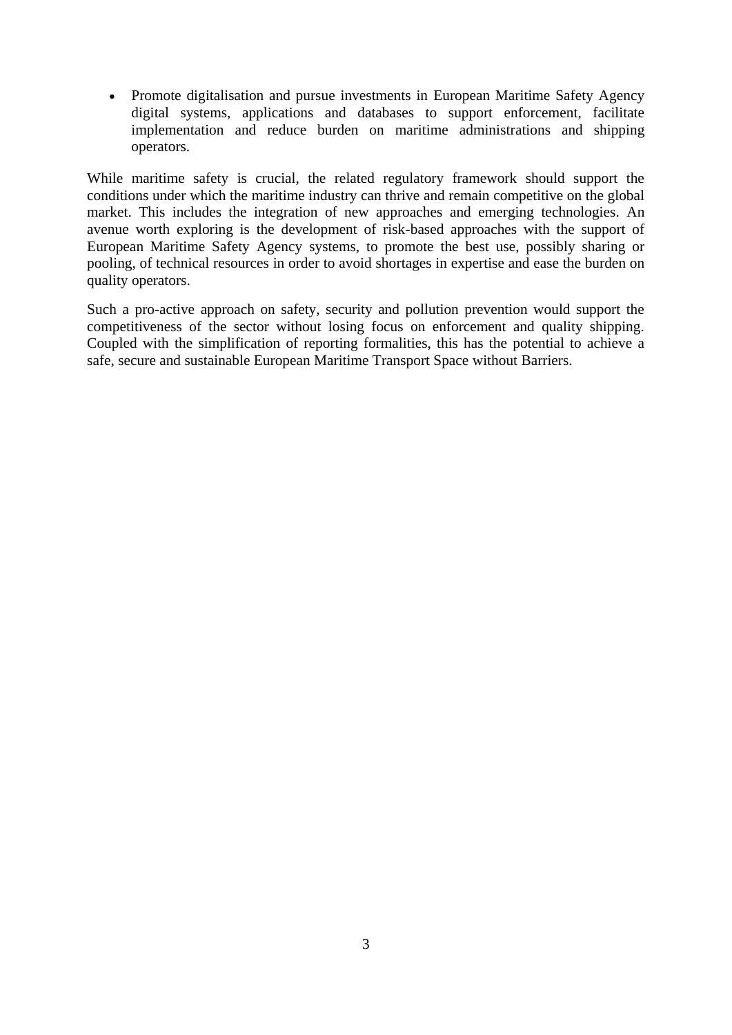- Promote digitalisation and pursue investments in European Maritime Safety Agency digital systems, applications and databases to support enforcement, facilitate implementation and reduce burden on maritime administrations and shipping operators.

While maritime safety is crucial, the related regulatory framework should support the conditions under which the maritime industry can thrive and remain competitive on the global market. This includes the integration of new approaches and emerging technologies. An avenue worth exploring is the development of risk-based approaches with the support of European Maritime Safety Agency systems, to promote the best use, possibly sharing or pooling, of technical resources in order to avoid shortages in expertise and ease the burden on quality operators.

Such a pro-active approach on safety, security and pollution prevention would support the competitiveness of the sector without losing focus on enforcement and quality shipping. Coupled with the simplification of reporting formalities, this has the potential to achieve a safe, secure and sustainable European Maritime Transport Space without Barriers.